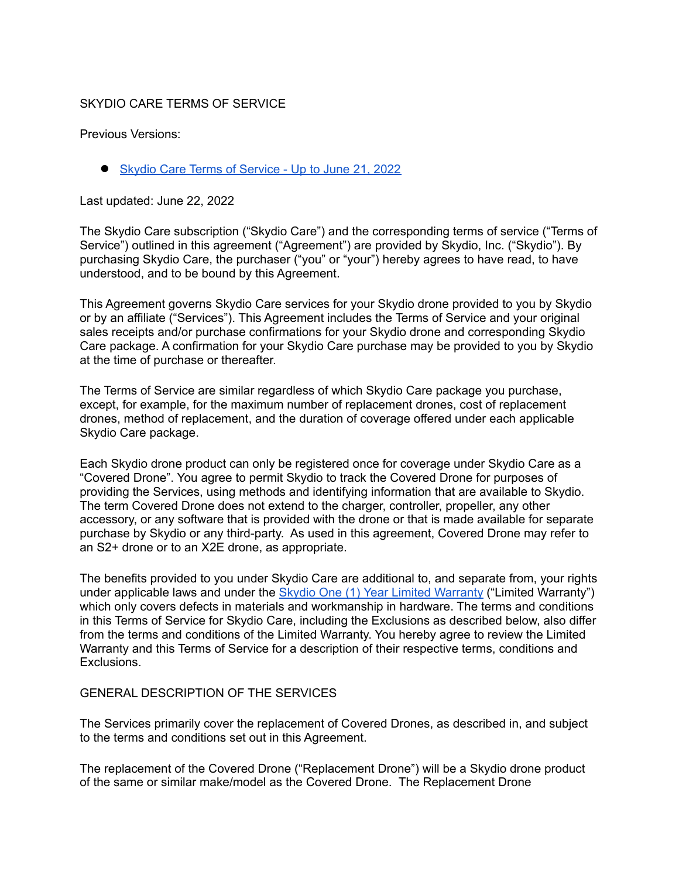# SKYDIO CARE TERMS OF SERVICE

Previous Versions:

- [Skydio Care Terms of Service - Up to June 21, 2022]

Last updated: June 22, 2022

The Skydio Care subscription ("Skydio Care") and the corresponding terms of service ("Terms of Service") outlined in this agreement ("Agreement") are provided by Skydio, Inc. ("Skydio"). By purchasing Skydio Care, the purchaser ("you" or "your") hereby agrees to have read, to have understood, and to be bound by this Agreement.

This Agreement governs Skydio Care services for your Skydio drone provided to you by Skydio or by an affiliate ("Services"). This Agreement includes the Terms of Service and your original sales receipts and/or purchase confirmations for your Skydio drone and corresponding Skydio Care package. A confirmation for your Skydio Care purchase may be provided to you by Skydio at the time of purchase or thereafter.

The Terms of Service are similar regardless of which Skydio Care package you purchase, except, for example, for the maximum number of replacement drones, cost of replacement drones, method of replacement, and the duration of coverage offered under each applicable Skydio Care package.

Each Skydio drone product can only be registered once for coverage under Skydio Care as a "Covered Drone". You agree to permit Skydio to track the Covered Drone for purposes of providing the Services, using methods and identifying information that are available to Skydio. The term Covered Drone does not extend to the charger, controller, propeller, any other accessory, or any software that is provided with the drone or that is made available for separate purchase by Skydio or any third-party. As used in this agreement, Covered Drone may refer to an S2+ drone or to an X2E drone, as appropriate.

The benefits provided to you under Skydio Care are additional to, and separate from, your rights under applicable laws and under the [Skydio One (1) Year Limited Warranty] ("Limited Warranty") which only covers defects in materials and workmanship in hardware. The terms and conditions in this Terms of Service for Skydio Care, including the Exclusions as described below, also differ from the terms and conditions of the Limited Warranty. You hereby agree to review the Limited Warranty and this Terms of Service for a description of their respective terms, conditions and Exclusions.

## GENERAL DESCRIPTION OF THE SERVICES

The Services primarily cover the replacement of Covered Drones, as described in, and subject to the terms and conditions set out in this Agreement.

The replacement of the Covered Drone ("Replacement Drone") will be a Skydio drone product of the same or similar make/model as the Covered Drone. The Replacement Drone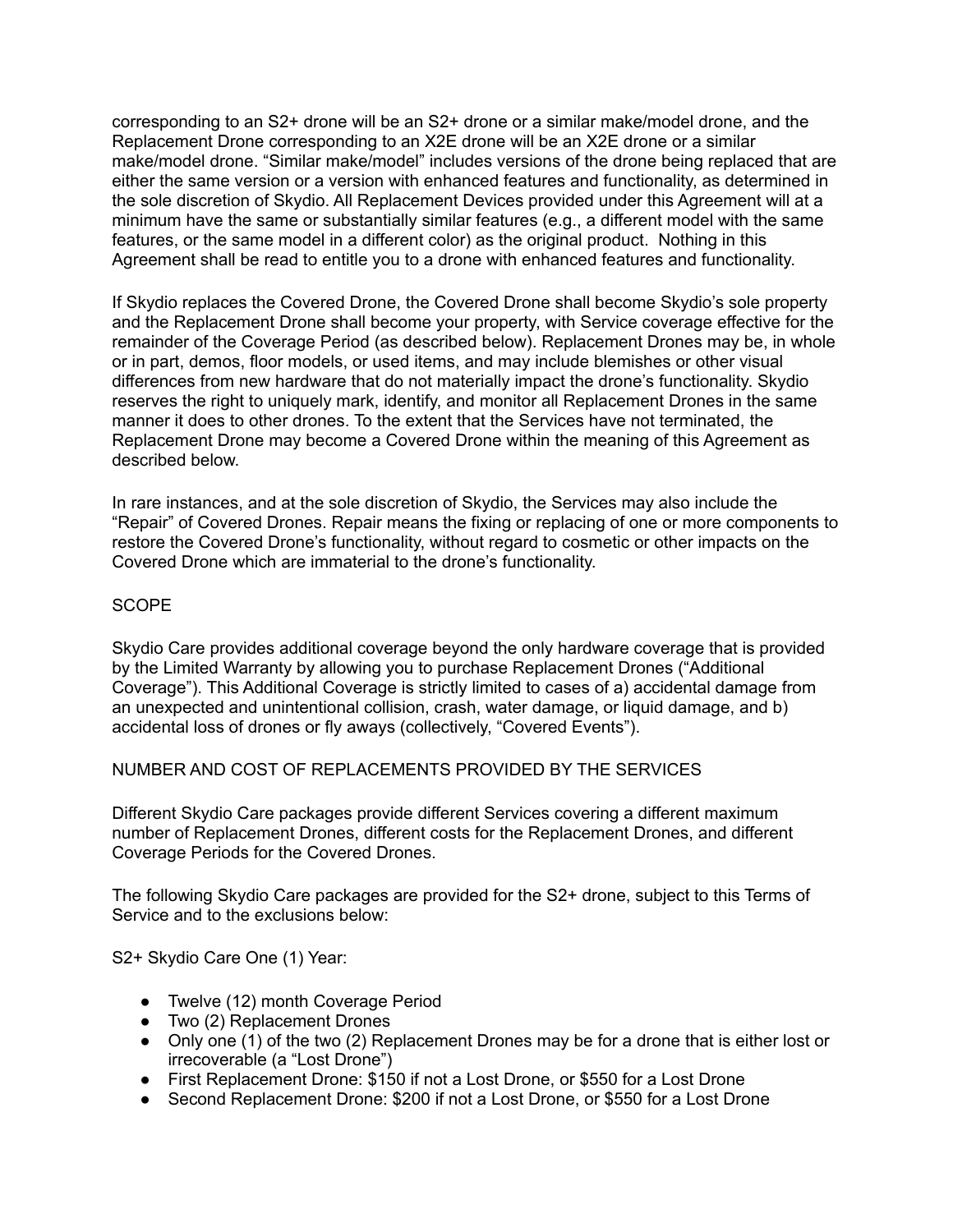corresponding to an S2+ drone will be an S2+ drone or a similar make/model drone, and the Replacement Drone corresponding to an X2E drone will be an X2E drone or a similar make/model drone. "Similar make/model" includes versions of the drone being replaced that are either the same version or a version with enhanced features and functionality, as determined in the sole discretion of Skydio. All Replacement Devices provided under this Agreement will at a minimum have the same or substantially similar features (e.g., a different model with the same features, or the same model in a different color) as the original product. Nothing in this Agreement shall be read to entitle you to a drone with enhanced features and functionality.

If Skydio replaces the Covered Drone, the Covered Drone shall become Skydio's sole property and the Replacement Drone shall become your property, with Service coverage effective for the remainder of the Coverage Period (as described below). Replacement Drones may be, in whole or in part, demos, floor models, or used items, and may include blemishes or other visual differences from new hardware that do not materially impact the drone's functionality. Skydio reserves the right to uniquely mark, identify, and monitor all Replacement Drones in the same manner it does to other drones. To the extent that the Services have not terminated, the Replacement Drone may become a Covered Drone within the meaning of this Agreement as described below.

In rare instances, and at the sole discretion of Skydio, the Services may also include the "Repair" of Covered Drones. Repair means the fixing or replacing of one or more components to restore the Covered Drone's functionality, without regard to cosmetic or other impacts on the Covered Drone which are immaterial to the drone's functionality.

## SCOPE

Skydio Care provides additional coverage beyond the only hardware coverage that is provided by the Limited Warranty by allowing you to purchase Replacement Drones ("Additional Coverage"). This Additional Coverage is strictly limited to cases of a) accidental damage from an unexpected and unintentional collision, crash, water damage, or liquid damage, and b) accidental loss of drones or fly aways (collectively, "Covered Events").

## NUMBER AND COST OF REPLACEMENTS PROVIDED BY THE SERVICES

Different Skydio Care packages provide different Services covering a different maximum number of Replacement Drones, different costs for the Replacement Drones, and different Coverage Periods for the Covered Drones.

The following Skydio Care packages are provided for the S2+ drone, subject to this Terms of Service and to the exclusions below:

S2+ Skydio Care One (1) Year:

- Twelve (12) month Coverage Period
- Two (2) Replacement Drones
- Only one (1) of the two (2) Replacement Drones may be for a drone that is either lost or irrecoverable (a "Lost Drone")
- First Replacement Drone: $150 if not a Lost Drone, or $550 for a Lost Drone
- Second Replacement Drone: $200 if not a Lost Drone, or $550 for a Lost Drone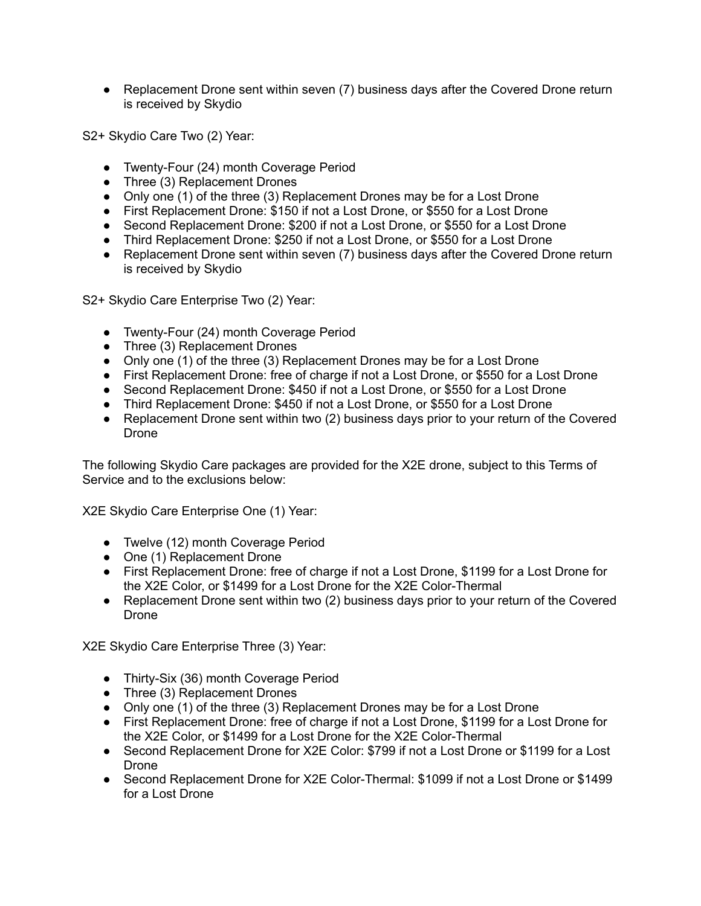- Replacement Drone sent within seven (7) business days after the Covered Drone return is received by Skydio

S2+ Skydio Care Two (2) Year:

- Twenty-Four (24) month Coverage Period
- Three (3) Replacement Drones
- Only one (1) of the three (3) Replacement Drones may be for a Lost Drone
- First Replacement Drone: $150 if not a Lost Drone, or $550 for a Lost Drone
- Second Replacement Drone: $200 if not a Lost Drone, or $550 for a Lost Drone
- Third Replacement Drone: $250 if not a Lost Drone, or $550 for a Lost Drone
- Replacement Drone sent within seven (7) business days after the Covered Drone return is received by Skydio

S2+ Skydio Care Enterprise Two (2) Year:

- Twenty-Four (24) month Coverage Period
- Three (3) Replacement Drones
- Only one (1) of the three (3) Replacement Drones may be for a Lost Drone
- First Replacement Drone: free of charge if not a Lost Drone, or $550 for a Lost Drone
- Second Replacement Drone: $450 if not a Lost Drone, or $550 for a Lost Drone
- Third Replacement Drone: $450 if not a Lost Drone, or $550 for a Lost Drone
- Replacement Drone sent within two (2) business days prior to your return of the Covered Drone

The following Skydio Care packages are provided for the X2E drone, subject to this Terms of Service and to the exclusions below:

X2E Skydio Care Enterprise One (1) Year:

- Twelve (12) month Coverage Period
- One (1) Replacement Drone
- First Replacement Drone: free of charge if not a Lost Drone, $1199 for a Lost Drone for the X2E Color, or $1499 for a Lost Drone for the X2E Color-Thermal
- Replacement Drone sent within two (2) business days prior to your return of the Covered Drone

X2E Skydio Care Enterprise Three (3) Year:

- Thirty-Six (36) month Coverage Period
- Three (3) Replacement Drones
- Only one (1) of the three (3) Replacement Drones may be for a Lost Drone
- First Replacement Drone: free of charge if not a Lost Drone, $1199 for a Lost Drone for the X2E Color, or $1499 for a Lost Drone for the X2E Color-Thermal
- Second Replacement Drone for X2E Color: $799 if not a Lost Drone or $1199 for a Lost Drone
- Second Replacement Drone for X2E Color-Thermal: $1099 if not a Lost Drone or $1499 for a Lost Drone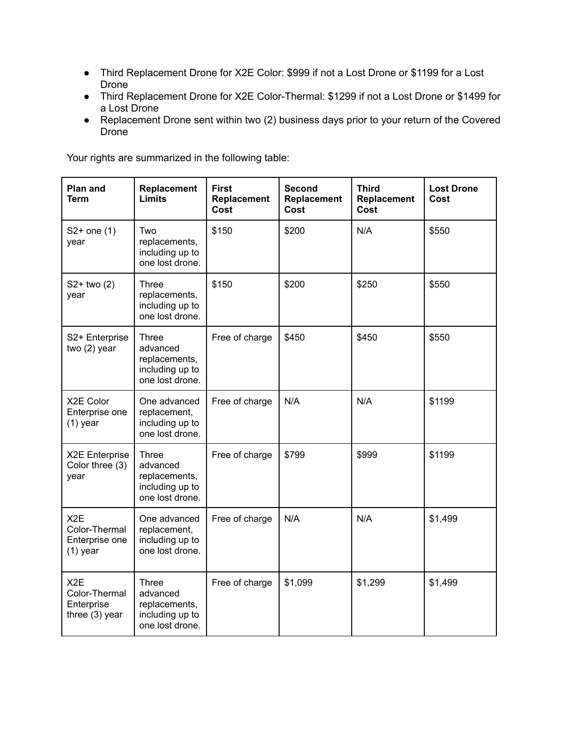- Third Replacement Drone for X2E Color: $999 if not a Lost Drone or $1199 for a Lost Drone
- Third Replacement Drone for X2E Color-Thermal: $1299 if not a Lost Drone or $1499 for a Lost Drone
- Replacement Drone sent within two (2) business days prior to your return of the Covered Drone

Your rights are summarized in the following table:

| Plan and Term | Replacement Limits | First Replacement Cost | Second Replacement Cost | Third Replacement Cost | Lost Drone Cost |
|---|---|---|---|---|---|
| S2+ one (1) year | Two replacements, including up to one lost drone. | $150 | $200 | N/A | $550 |
| S2+ two (2) year | Three replacements, including up to one lost drone. | $150 | $200 | $250 | $550 |
| S2+ Enterprise two (2) year | Three advanced replacements, including up to one lost drone. | Free of charge | $450 | $450 | $550 |
| X2E Color Enterprise one (1) year | One advanced replacement, including up to one lost drone. | Free of charge | N/A | N/A | $1199 |
| X2E Enterprise Color three (3) year | Three advanced replacements, including up to one lost drone. | Free of charge | $799 | $999 | $1199 |
| X2E Color-Thermal Enterprise one (1) year | One advanced replacement, including up to one lost drone. | Free of charge | N/A | N/A | $1,499 |
| X2E Color-Thermal Enterprise three (3) year | Three advanced replacements, including up to one lost drone. | Free of charge | $1,099 | $1,299 | $1,499 |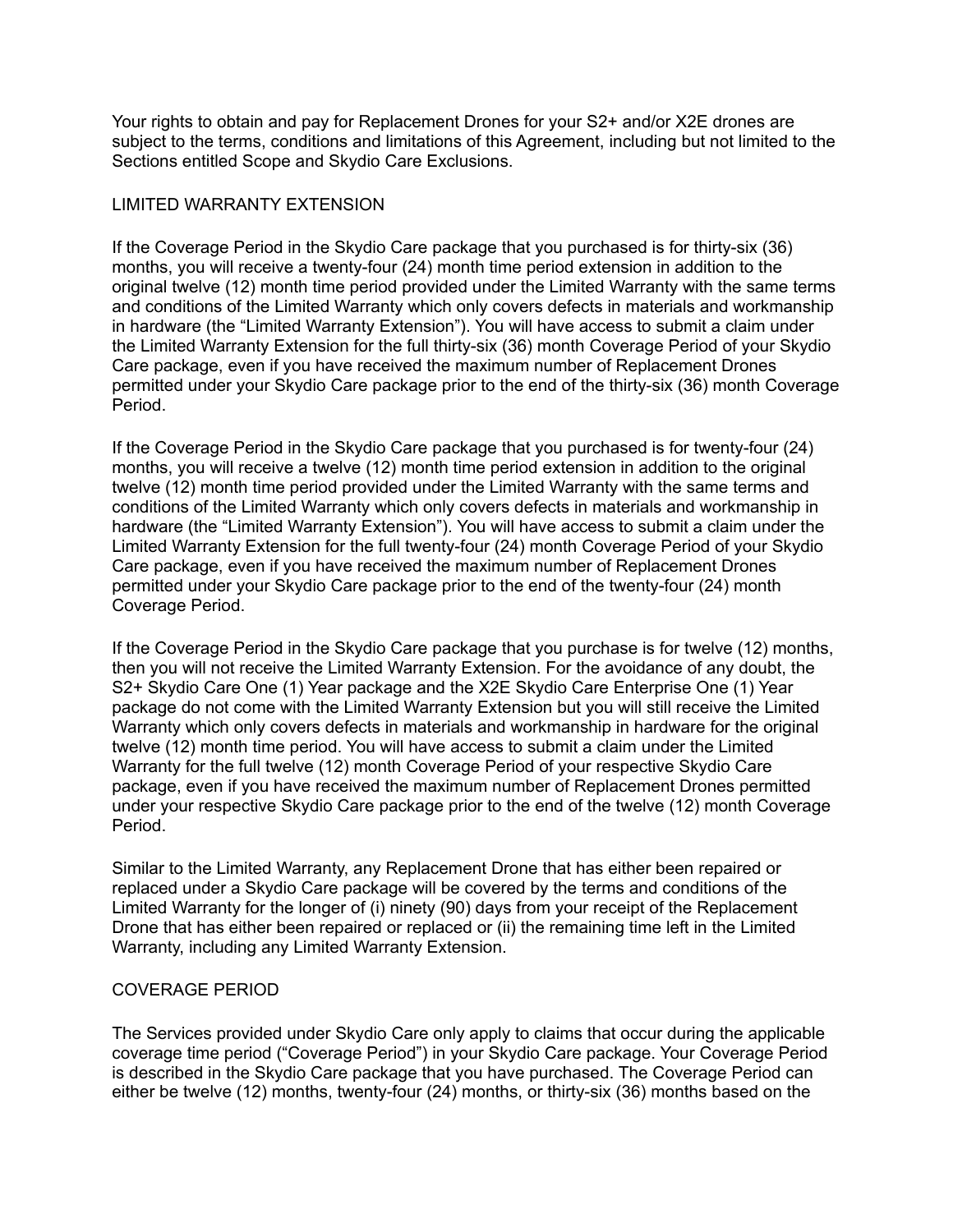Your rights to obtain and pay for Replacement Drones for your S2+ and/or X2E drones are subject to the terms, conditions and limitations of this Agreement, including but not limited to the Sections entitled Scope and Skydio Care Exclusions.

## LIMITED WARRANTY EXTENSION

If the Coverage Period in the Skydio Care package that you purchased is for thirty-six (36) months, you will receive a twenty-four (24) month time period extension in addition to the original twelve (12) month time period provided under the Limited Warranty with the same terms and conditions of the Limited Warranty which only covers defects in materials and workmanship in hardware (the "Limited Warranty Extension"). You will have access to submit a claim under the Limited Warranty Extension for the full thirty-six (36) month Coverage Period of your Skydio Care package, even if you have received the maximum number of Replacement Drones permitted under your Skydio Care package prior to the end of the thirty-six (36) month Coverage Period.

If the Coverage Period in the Skydio Care package that you purchased is for twenty-four (24) months, you will receive a twelve (12) month time period extension in addition to the original twelve (12) month time period provided under the Limited Warranty with the same terms and conditions of the Limited Warranty which only covers defects in materials and workmanship in hardware (the "Limited Warranty Extension"). You will have access to submit a claim under the Limited Warranty Extension for the full twenty-four (24) month Coverage Period of your Skydio Care package, even if you have received the maximum number of Replacement Drones permitted under your Skydio Care package prior to the end of the twenty-four (24) month Coverage Period.

If the Coverage Period in the Skydio Care package that you purchase is for twelve (12) months, then you will not receive the Limited Warranty Extension. For the avoidance of any doubt, the S2+ Skydio Care One (1) Year package and the X2E Skydio Care Enterprise One (1) Year package do not come with the Limited Warranty Extension but you will still receive the Limited Warranty which only covers defects in materials and workmanship in hardware for the original twelve (12) month time period. You will have access to submit a claim under the Limited Warranty for the full twelve (12) month Coverage Period of your respective Skydio Care package, even if you have received the maximum number of Replacement Drones permitted under your respective Skydio Care package prior to the end of the twelve (12) month Coverage Period.

Similar to the Limited Warranty, any Replacement Drone that has either been repaired or replaced under a Skydio Care package will be covered by the terms and conditions of the Limited Warranty for the longer of (i) ninety (90) days from your receipt of the Replacement Drone that has either been repaired or replaced or (ii) the remaining time left in the Limited Warranty, including any Limited Warranty Extension.

## COVERAGE PERIOD

The Services provided under Skydio Care only apply to claims that occur during the applicable coverage time period ("Coverage Period") in your Skydio Care package. Your Coverage Period is described in the Skydio Care package that you have purchased. The Coverage Period can either be twelve (12) months, twenty-four (24) months, or thirty-six (36) months based on the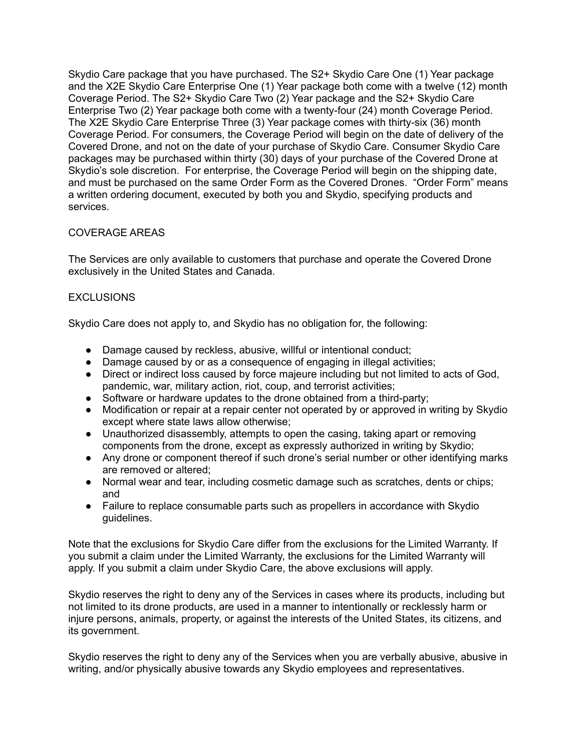Skydio Care package that you have purchased. The S2+ Skydio Care One (1) Year package and the X2E Skydio Care Enterprise One (1) Year package both come with a twelve (12) month Coverage Period. The S2+ Skydio Care Two (2) Year package and the S2+ Skydio Care Enterprise Two (2) Year package both come with a twenty-four (24) month Coverage Period. The X2E Skydio Care Enterprise Three (3) Year package comes with thirty-six (36) month Coverage Period. For consumers, the Coverage Period will begin on the date of delivery of the Covered Drone, and not on the date of your purchase of Skydio Care. Consumer Skydio Care packages may be purchased within thirty (30) days of your purchase of the Covered Drone at Skydio's sole discretion. For enterprise, the Coverage Period will begin on the shipping date, and must be purchased on the same Order Form as the Covered Drones. "Order Form" means a written ordering document, executed by both you and Skydio, specifying products and services.

## COVERAGE AREAS

The Services are only available to customers that purchase and operate the Covered Drone exclusively in the United States and Canada.

## EXCLUSIONS

Skydio Care does not apply to, and Skydio has no obligation for, the following:

- Damage caused by reckless, abusive, willful or intentional conduct;
- Damage caused by or as a consequence of engaging in illegal activities;
- Direct or indirect loss caused by force majeure including but not limited to acts of God, pandemic, war, military action, riot, coup, and terrorist activities;
- Software or hardware updates to the drone obtained from a third-party;
- Modification or repair at a repair center not operated by or approved in writing by Skydio except where state laws allow otherwise;
- Unauthorized disassembly, attempts to open the casing, taking apart or removing components from the drone, except as expressly authorized in writing by Skydio;
- Any drone or component thereof if such drone's serial number or other identifying marks are removed or altered;
- Normal wear and tear, including cosmetic damage such as scratches, dents or chips; and
- Failure to replace consumable parts such as propellers in accordance with Skydio guidelines.

Note that the exclusions for Skydio Care differ from the exclusions for the Limited Warranty. If you submit a claim under the Limited Warranty, the exclusions for the Limited Warranty will apply. If you submit a claim under Skydio Care, the above exclusions will apply.

Skydio reserves the right to deny any of the Services in cases where its products, including but not limited to its drone products, are used in a manner to intentionally or recklessly harm or injure persons, animals, property, or against the interests of the United States, its citizens, and its government.

Skydio reserves the right to deny any of the Services when you are verbally abusive, abusive in writing, and/or physically abusive towards any Skydio employees and representatives.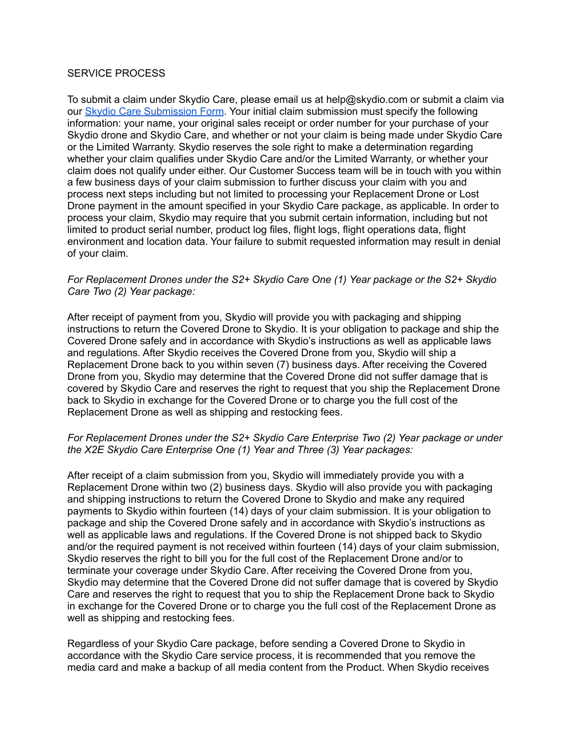SERVICE PROCESS

To submit a claim under Skydio Care, please email us at help@skydio.com or submit a claim via our [Skydio Care Submission Form](). Your initial claim submission must specify the following information: your name, your original sales receipt or order number for your purchase of your Skydio drone and Skydio Care, and whether or not your claim is being made under Skydio Care or the Limited Warranty. Skydio reserves the sole right to make a determination regarding whether your claim qualifies under Skydio Care and/or the Limited Warranty, or whether your claim does not qualify under either. Our Customer Success team will be in touch with you within a few business days of your claim submission to further discuss your claim with you and process next steps including but not limited to processing your Replacement Drone or Lost Drone payment in the amount specified in your Skydio Care package, as applicable. In order to process your claim, Skydio may require that you submit certain information, including but not limited to product serial number, product log files, flight logs, flight operations data, flight environment and location data. Your failure to submit requested information may result in denial of your claim.

*For Replacement Drones under the S2+ Skydio Care One (1) Year package or the S2+ Skydio Care Two (2) Year package:*

After receipt of payment from you, Skydio will provide you with packaging and shipping instructions to return the Covered Drone to Skydio. It is your obligation to package and ship the Covered Drone safely and in accordance with Skydio's instructions as well as applicable laws and regulations. After Skydio receives the Covered Drone from you, Skydio will ship a Replacement Drone back to you within seven (7) business days. After receiving the Covered Drone from you, Skydio may determine that the Covered Drone did not suffer damage that is covered by Skydio Care and reserves the right to request that you ship the Replacement Drone back to Skydio in exchange for the Covered Drone or to charge you the full cost of the Replacement Drone as well as shipping and restocking fees.

*For Replacement Drones under the S2+ Skydio Care Enterprise Two (2) Year package or under the X2E Skydio Care Enterprise One (1) Year and Three (3) Year packages:*

After receipt of a claim submission from you, Skydio will immediately provide you with a Replacement Drone within two (2) business days. Skydio will also provide you with packaging and shipping instructions to return the Covered Drone to Skydio and make any required payments to Skydio within fourteen (14) days of your claim submission. It is your obligation to package and ship the Covered Drone safely and in accordance with Skydio's instructions as well as applicable laws and regulations. If the Covered Drone is not shipped back to Skydio and/or the required payment is not received within fourteen (14) days of your claim submission, Skydio reserves the right to bill you for the full cost of the Replacement Drone and/or to terminate your coverage under Skydio Care. After receiving the Covered Drone from you, Skydio may determine that the Covered Drone did not suffer damage that is covered by Skydio Care and reserves the right to request that you to ship the Replacement Drone back to Skydio in exchange for the Covered Drone or to charge you the full cost of the Replacement Drone as well as shipping and restocking fees.

Regardless of your Skydio Care package, before sending a Covered Drone to Skydio in accordance with the Skydio Care service process, it is recommended that you remove the media card and make a backup of all media content from the Product. When Skydio receives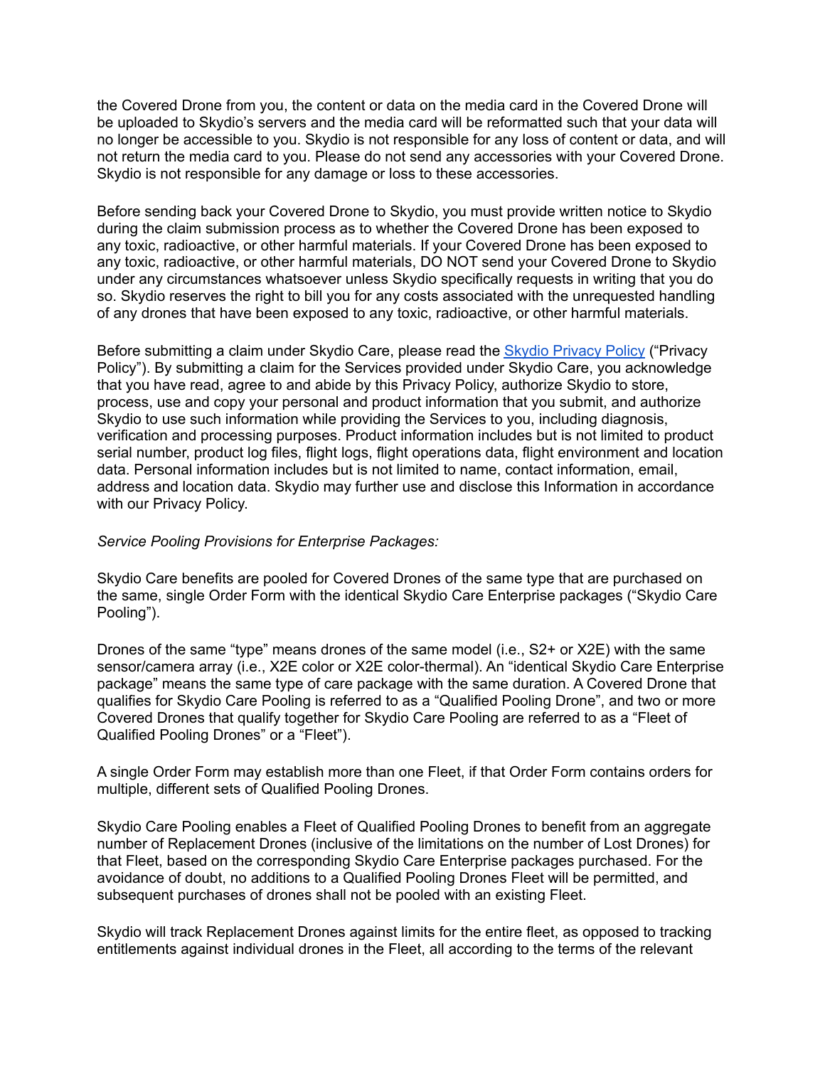the Covered Drone from you, the content or data on the media card in the Covered Drone will be uploaded to Skydio's servers and the media card will be reformatted such that your data will no longer be accessible to you. Skydio is not responsible for any loss of content or data, and will not return the media card to you. Please do not send any accessories with your Covered Drone. Skydio is not responsible for any damage or loss to these accessories.

Before sending back your Covered Drone to Skydio, you must provide written notice to Skydio during the claim submission process as to whether the Covered Drone has been exposed to any toxic, radioactive, or other harmful materials. If your Covered Drone has been exposed to any toxic, radioactive, or other harmful materials, DO NOT send your Covered Drone to Skydio under any circumstances whatsoever unless Skydio specifically requests in writing that you do so. Skydio reserves the right to bill you for any costs associated with the unrequested handling of any drones that have been exposed to any toxic, radioactive, or other harmful materials.

Before submitting a claim under Skydio Care, please read the [Skydio Privacy Policy] ("Privacy Policy"). By submitting a claim for the Services provided under Skydio Care, you acknowledge that you have read, agree to and abide by this Privacy Policy, authorize Skydio to store, process, use and copy your personal and product information that you submit, and authorize Skydio to use such information while providing the Services to you, including diagnosis, verification and processing purposes. Product information includes but is not limited to product serial number, product log files, flight logs, flight operations data, flight environment and location data. Personal information includes but is not limited to name, contact information, email, address and location data. Skydio may further use and disclose this Information in accordance with our Privacy Policy.

*Service Pooling Provisions for Enterprise Packages:*

Skydio Care benefits are pooled for Covered Drones of the same type that are purchased on the same, single Order Form with the identical Skydio Care Enterprise packages ("Skydio Care Pooling").

Drones of the same "type" means drones of the same model (i.e., S2+ or X2E) with the same sensor/camera array (i.e., X2E color or X2E color-thermal). An "identical Skydio Care Enterprise package" means the same type of care package with the same duration. A Covered Drone that qualifies for Skydio Care Pooling is referred to as a "Qualified Pooling Drone", and two or more Covered Drones that qualify together for Skydio Care Pooling are referred to as a "Fleet of Qualified Pooling Drones" or a "Fleet").

A single Order Form may establish more than one Fleet, if that Order Form contains orders for multiple, different sets of Qualified Pooling Drones.

Skydio Care Pooling enables a Fleet of Qualified Pooling Drones to benefit from an aggregate number of Replacement Drones (inclusive of the limitations on the number of Lost Drones) for that Fleet, based on the corresponding Skydio Care Enterprise packages purchased. For the avoidance of doubt, no additions to a Qualified Pooling Drones Fleet will be permitted, and subsequent purchases of drones shall not be pooled with an existing Fleet.

Skydio will track Replacement Drones against limits for the entire fleet, as opposed to tracking entitlements against individual drones in the Fleet, all according to the terms of the relevant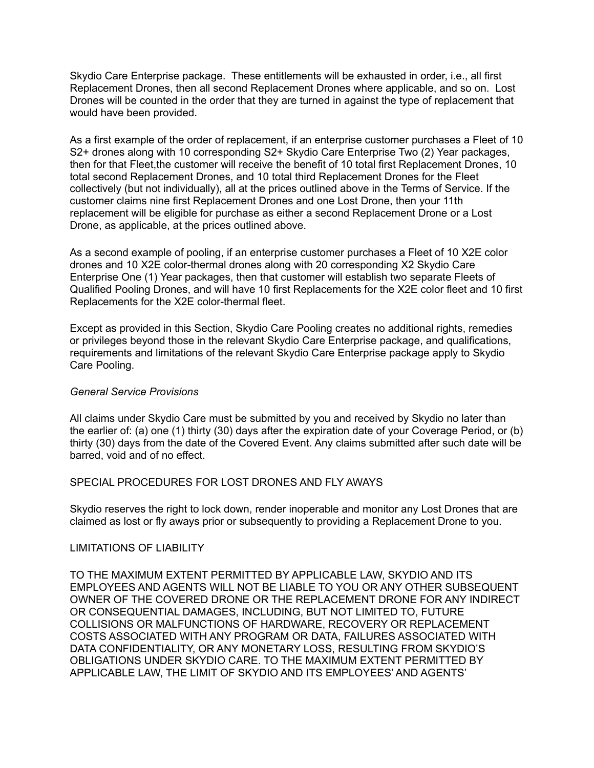Skydio Care Enterprise package. These entitlements will be exhausted in order, i.e., all first Replacement Drones, then all second Replacement Drones where applicable, and so on. Lost Drones will be counted in the order that they are turned in against the type of replacement that would have been provided.

As a first example of the order of replacement, if an enterprise customer purchases a Fleet of 10 S2+ drones along with 10 corresponding S2+ Skydio Care Enterprise Two (2) Year packages, then for that Fleet,the customer will receive the benefit of 10 total first Replacement Drones, 10 total second Replacement Drones, and 10 total third Replacement Drones for the Fleet collectively (but not individually), all at the prices outlined above in the Terms of Service. If the customer claims nine first Replacement Drones and one Lost Drone, then your 11th replacement will be eligible for purchase as either a second Replacement Drone or a Lost Drone, as applicable, at the prices outlined above.

As a second example of pooling, if an enterprise customer purchases a Fleet of 10 X2E color drones and 10 X2E color-thermal drones along with 20 corresponding X2 Skydio Care Enterprise One (1) Year packages, then that customer will establish two separate Fleets of Qualified Pooling Drones, and will have 10 first Replacements for the X2E color fleet and 10 first Replacements for the X2E color-thermal fleet.

Except as provided in this Section, Skydio Care Pooling creates no additional rights, remedies or privileges beyond those in the relevant Skydio Care Enterprise package, and qualifications, requirements and limitations of the relevant Skydio Care Enterprise package apply to Skydio Care Pooling.

*General Service Provisions*

All claims under Skydio Care must be submitted by you and received by Skydio no later than the earlier of: (a) one (1) thirty (30) days after the expiration date of your Coverage Period, or (b) thirty (30) days from the date of the Covered Event. Any claims submitted after such date will be barred, void and of no effect.

SPECIAL PROCEDURES FOR LOST DRONES AND FLY AWAYS

Skydio reserves the right to lock down, render inoperable and monitor any Lost Drones that are claimed as lost or fly aways prior or subsequently to providing a Replacement Drone to you.

LIMITATIONS OF LIABILITY

TO THE MAXIMUM EXTENT PERMITTED BY APPLICABLE LAW, SKYDIO AND ITS EMPLOYEES AND AGENTS WILL NOT BE LIABLE TO YOU OR ANY OTHER SUBSEQUENT OWNER OF THE COVERED DRONE OR THE REPLACEMENT DRONE FOR ANY INDIRECT OR CONSEQUENTIAL DAMAGES, INCLUDING, BUT NOT LIMITED TO, FUTURE COLLISIONS OR MALFUNCTIONS OF HARDWARE, RECOVERY OR REPLACEMENT COSTS ASSOCIATED WITH ANY PROGRAM OR DATA, FAILURES ASSOCIATED WITH DATA CONFIDENTIALITY, OR ANY MONETARY LOSS, RESULTING FROM SKYDIO'S OBLIGATIONS UNDER SKYDIO CARE. TO THE MAXIMUM EXTENT PERMITTED BY APPLICABLE LAW, THE LIMIT OF SKYDIO AND ITS EMPLOYEES' AND AGENTS'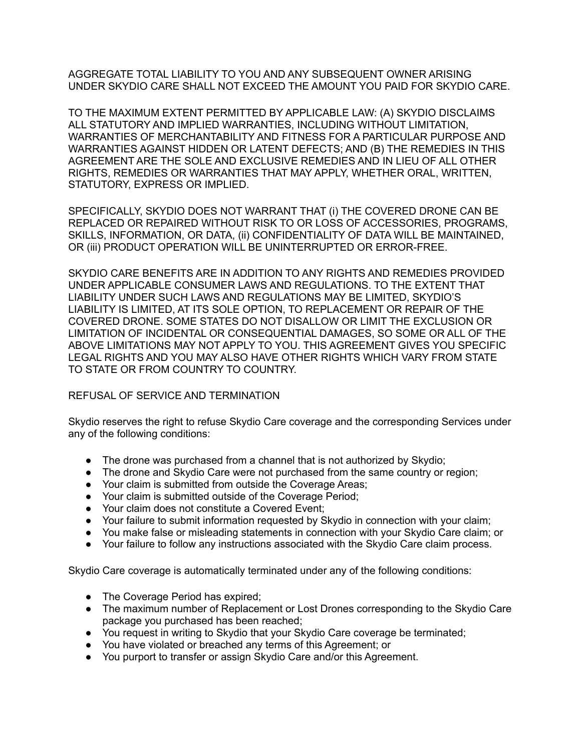AGGREGATE TOTAL LIABILITY TO YOU AND ANY SUBSEQUENT OWNER ARISING UNDER SKYDIO CARE SHALL NOT EXCEED THE AMOUNT YOU PAID FOR SKYDIO CARE.

TO THE MAXIMUM EXTENT PERMITTED BY APPLICABLE LAW: (A) SKYDIO DISCLAIMS ALL STATUTORY AND IMPLIED WARRANTIES, INCLUDING WITHOUT LIMITATION, WARRANTIES OF MERCHANTABILITY AND FITNESS FOR A PARTICULAR PURPOSE AND WARRANTIES AGAINST HIDDEN OR LATENT DEFECTS; AND (B) THE REMEDIES IN THIS AGREEMENT ARE THE SOLE AND EXCLUSIVE REMEDIES AND IN LIEU OF ALL OTHER RIGHTS, REMEDIES OR WARRANTIES THAT MAY APPLY, WHETHER ORAL, WRITTEN, STATUTORY, EXPRESS OR IMPLIED.

SPECIFICALLY, SKYDIO DOES NOT WARRANT THAT (i) THE COVERED DRONE CAN BE REPLACED OR REPAIRED WITHOUT RISK TO OR LOSS OF ACCESSORIES, PROGRAMS, SKILLS, INFORMATION, OR DATA, (ii) CONFIDENTIALITY OF DATA WILL BE MAINTAINED, OR (iii) PRODUCT OPERATION WILL BE UNINTERRUPTED OR ERROR-FREE.

SKYDIO CARE BENEFITS ARE IN ADDITION TO ANY RIGHTS AND REMEDIES PROVIDED UNDER APPLICABLE CONSUMER LAWS AND REGULATIONS. TO THE EXTENT THAT LIABILITY UNDER SUCH LAWS AND REGULATIONS MAY BE LIMITED, SKYDIO'S LIABILITY IS LIMITED, AT ITS SOLE OPTION, TO REPLACEMENT OR REPAIR OF THE COVERED DRONE. SOME STATES DO NOT DISALLOW OR LIMIT THE EXCLUSION OR LIMITATION OF INCIDENTAL OR CONSEQUENTIAL DAMAGES, SO SOME OR ALL OF THE ABOVE LIMITATIONS MAY NOT APPLY TO YOU. THIS AGREEMENT GIVES YOU SPECIFIC LEGAL RIGHTS AND YOU MAY ALSO HAVE OTHER RIGHTS WHICH VARY FROM STATE TO STATE OR FROM COUNTRY TO COUNTRY.

REFUSAL OF SERVICE AND TERMINATION

Skydio reserves the right to refuse Skydio Care coverage and the corresponding Services under any of the following conditions:

- The drone was purchased from a channel that is not authorized by Skydio;
- The drone and Skydio Care were not purchased from the same country or region;
- Your claim is submitted from outside the Coverage Areas;
- Your claim is submitted outside of the Coverage Period;
- Your claim does not constitute a Covered Event;
- Your failure to submit information requested by Skydio in connection with your claim;
- You make false or misleading statements in connection with your Skydio Care claim; or
- Your failure to follow any instructions associated with the Skydio Care claim process.

Skydio Care coverage is automatically terminated under any of the following conditions:

- The Coverage Period has expired;
- The maximum number of Replacement or Lost Drones corresponding to the Skydio Care package you purchased has been reached;
- You request in writing to Skydio that your Skydio Care coverage be terminated;
- You have violated or breached any terms of this Agreement; or
- You purport to transfer or assign Skydio Care and/or this Agreement.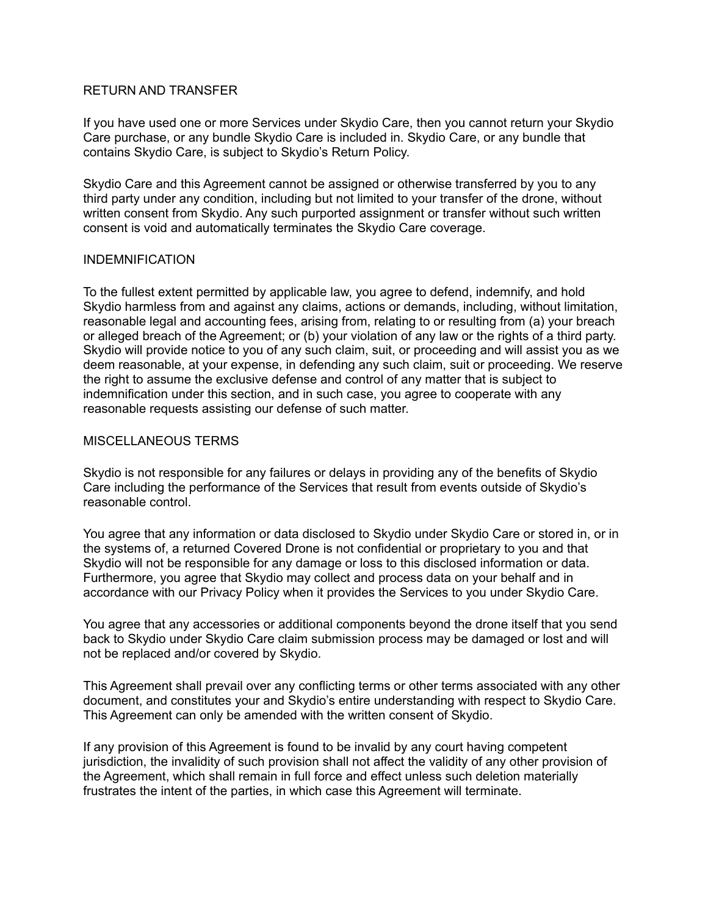## RETURN AND TRANSFER

If you have used one or more Services under Skydio Care, then you cannot return your Skydio Care purchase, or any bundle Skydio Care is included in. Skydio Care, or any bundle that contains Skydio Care, is subject to Skydio's Return Policy.

Skydio Care and this Agreement cannot be assigned or otherwise transferred by you to any third party under any condition, including but not limited to your transfer of the drone, without written consent from Skydio. Any such purported assignment or transfer without such written consent is void and automatically terminates the Skydio Care coverage.

## INDEMNIFICATION

To the fullest extent permitted by applicable law, you agree to defend, indemnify, and hold Skydio harmless from and against any claims, actions or demands, including, without limitation, reasonable legal and accounting fees, arising from, relating to or resulting from (a) your breach or alleged breach of the Agreement; or (b) your violation of any law or the rights of a third party. Skydio will provide notice to you of any such claim, suit, or proceeding and will assist you as we deem reasonable, at your expense, in defending any such claim, suit or proceeding. We reserve the right to assume the exclusive defense and control of any matter that is subject to indemnification under this section, and in such case, you agree to cooperate with any reasonable requests assisting our defense of such matter.

## MISCELLANEOUS TERMS

Skydio is not responsible for any failures or delays in providing any of the benefits of Skydio Care including the performance of the Services that result from events outside of Skydio's reasonable control.

You agree that any information or data disclosed to Skydio under Skydio Care or stored in, or in the systems of, a returned Covered Drone is not confidential or proprietary to you and that Skydio will not be responsible for any damage or loss to this disclosed information or data. Furthermore, you agree that Skydio may collect and process data on your behalf and in accordance with our Privacy Policy when it provides the Services to you under Skydio Care.

You agree that any accessories or additional components beyond the drone itself that you send back to Skydio under Skydio Care claim submission process may be damaged or lost and will not be replaced and/or covered by Skydio.

This Agreement shall prevail over any conflicting terms or other terms associated with any other document, and constitutes your and Skydio's entire understanding with respect to Skydio Care. This Agreement can only be amended with the written consent of Skydio.

If any provision of this Agreement is found to be invalid by any court having competent jurisdiction, the invalidity of such provision shall not affect the validity of any other provision of the Agreement, which shall remain in full force and effect unless such deletion materially frustrates the intent of the parties, in which case this Agreement will terminate.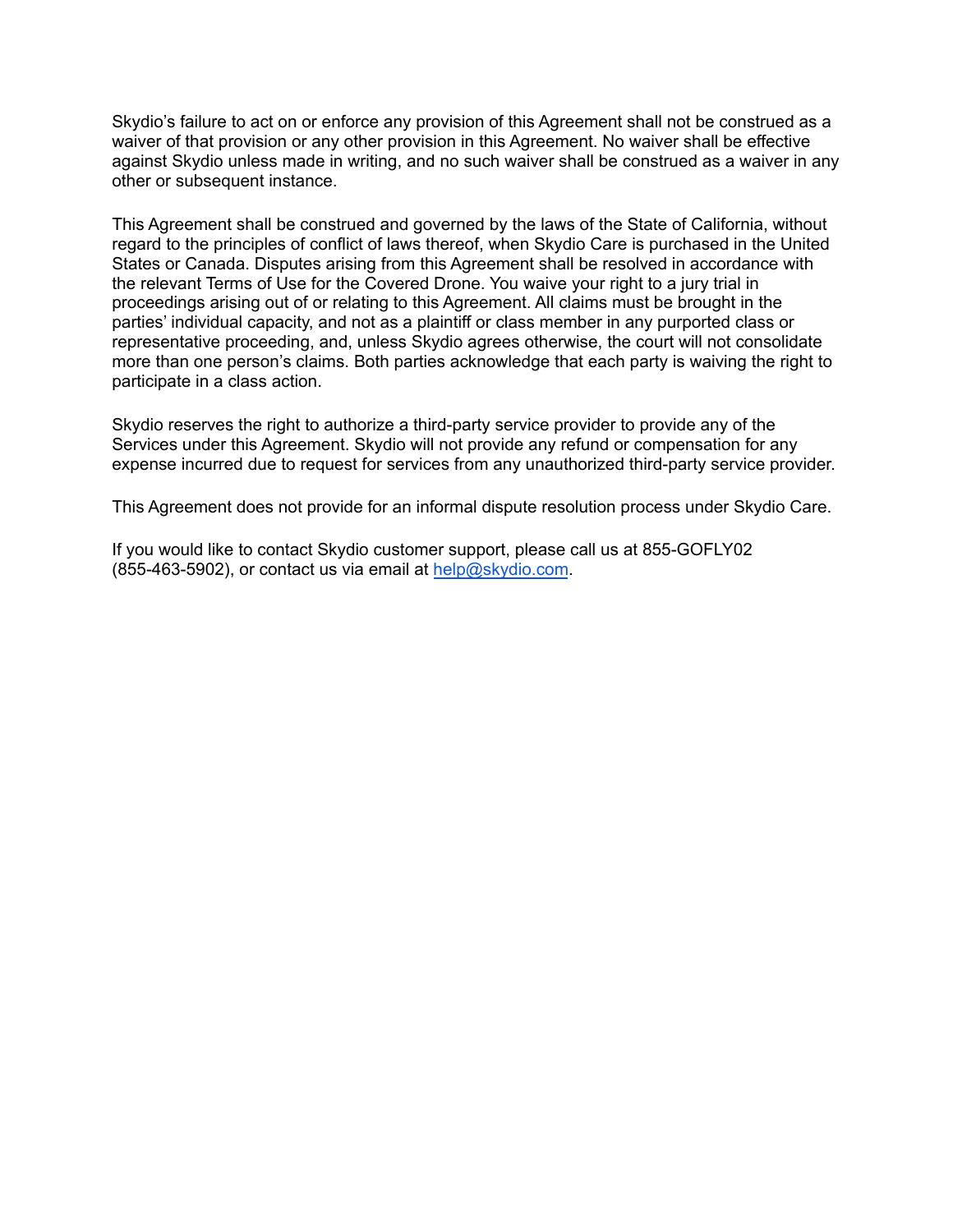Skydio’s failure to act on or enforce any provision of this Agreement shall not be construed as a waiver of that provision or any other provision in this Agreement. No waiver shall be effective against Skydio unless made in writing, and no such waiver shall be construed as a waiver in any other or subsequent instance.

This Agreement shall be construed and governed by the laws of the State of California, without regard to the principles of conflict of laws thereof, when Skydio Care is purchased in the United States or Canada. Disputes arising from this Agreement shall be resolved in accordance with the relevant Terms of Use for the Covered Drone. You waive your right to a jury trial in proceedings arising out of or relating to this Agreement. All claims must be brought in the parties’ individual capacity, and not as a plaintiff or class member in any purported class or representative proceeding, and, unless Skydio agrees otherwise, the court will not consolidate more than one person’s claims. Both parties acknowledge that each party is waiving the right to participate in a class action.

Skydio reserves the right to authorize a third-party service provider to provide any of the Services under this Agreement. Skydio will not provide any refund or compensation for any expense incurred due to request for services from any unauthorized third-party service provider.

This Agreement does not provide for an informal dispute resolution process under Skydio Care.

If you would like to contact Skydio customer support, please call us at 855-GOFLY02 (855-463-5902), or contact us via email at [help@skydio.com](mailto:help@skydio.com).